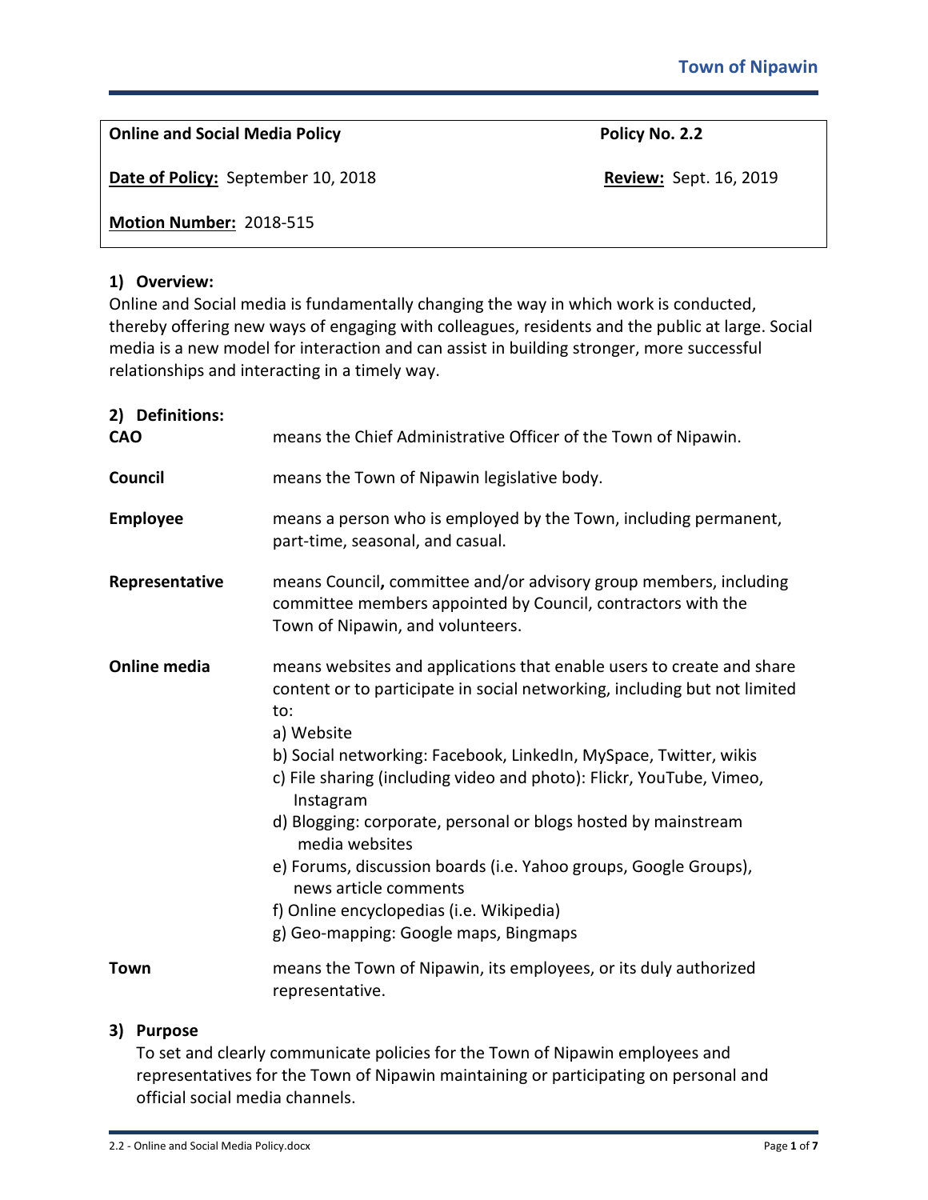| **Online and Social Media Policy** | **Policy No. 2.2** |
|---|---|
| **Date of Policy:** September 10, 2018 | **Review:** Sept. 16, 2019 |
| **Motion Number:** 2018-515 | |

## 1) Overview:

Online and Social media is fundamentally changing the way in which work is conducted, thereby offering new ways of engaging with colleagues, residents and the public at large. Social media is a new model for interaction and can assist in building stronger, more successful relationships and interacting in a timely way.

## 2) Definitions:

**CAO** means the Chief Administrative Officer of the Town of Nipawin.

**Council** means the Town of Nipawin legislative body.

**Employee** means a person who is employed by the Town, including permanent, part-time, seasonal, and casual.

**Representative** means Council**,** committee and/or advisory group members, including committee members appointed by Council, contractors with the Town of Nipawin, and volunteers.

**Online media** means websites and applications that enable users to create and share content or to participate in social networking, including but not limited to:

a) Website
b) Social networking: Facebook, LinkedIn, MySpace, Twitter, wikis
c) File sharing (including video and photo): Flickr, YouTube, Vimeo, Instagram
d) Blogging: corporate, personal or blogs hosted by mainstream media websites
e) Forums, discussion boards (i.e. Yahoo groups, Google Groups), news article comments
f) Online encyclopedias (i.e. Wikipedia)
g) Geo-mapping: Google maps, Bingmaps

**Town** means the Town of Nipawin, its employees, or its duly authorized representative.

## 3) Purpose

To set and clearly communicate policies for the Town of Nipawin employees and representatives for the Town of Nipawin maintaining or participating on personal and official social media channels.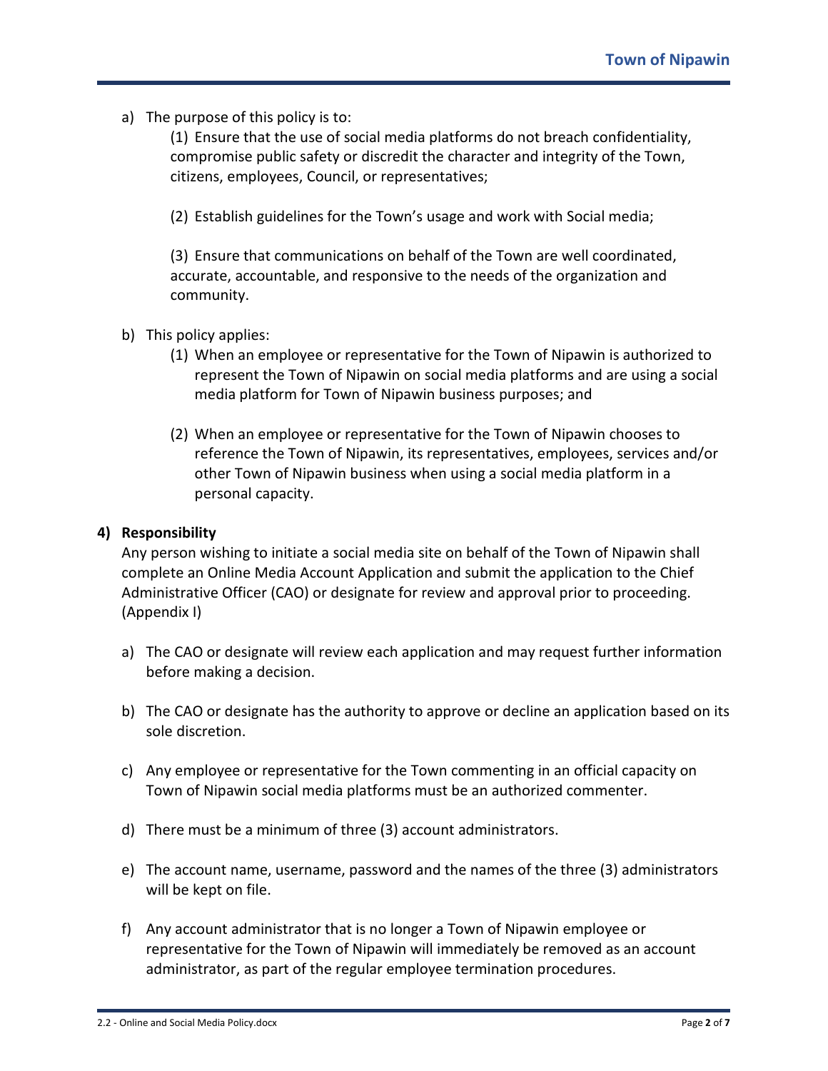a) The purpose of this policy is to:

   (1) Ensure that the use of social media platforms do not breach confidentiality, compromise public safety or discredit the character and integrity of the Town, citizens, employees, Council, or representatives;

   (2) Establish guidelines for the Town's usage and work with Social media;

   (3) Ensure that communications on behalf of the Town are well coordinated, accurate, accountable, and responsive to the needs of the organization and community.

b) This policy applies:

   (1) When an employee or representative for the Town of Nipawin is authorized to represent the Town of Nipawin on social media platforms and are using a social media platform for Town of Nipawin business purposes; and

   (2) When an employee or representative for the Town of Nipawin chooses to reference the Town of Nipawin, its representatives, employees, services and/or other Town of Nipawin business when using a social media platform in a personal capacity.

## 4) Responsibility

Any person wishing to initiate a social media site on behalf of the Town of Nipawin shall complete an Online Media Account Application and submit the application to the Chief Administrative Officer (CAO) or designate for review and approval prior to proceeding. (Appendix I)

a) The CAO or designate will review each application and may request further information before making a decision.

b) The CAO or designate has the authority to approve or decline an application based on its sole discretion.

c) Any employee or representative for the Town commenting in an official capacity on Town of Nipawin social media platforms must be an authorized commenter.

d) There must be a minimum of three (3) account administrators.

e) The account name, username, password and the names of the three (3) administrators will be kept on file.

f) Any account administrator that is no longer a Town of Nipawin employee or representative for the Town of Nipawin will immediately be removed as an account administrator, as part of the regular employee termination procedures.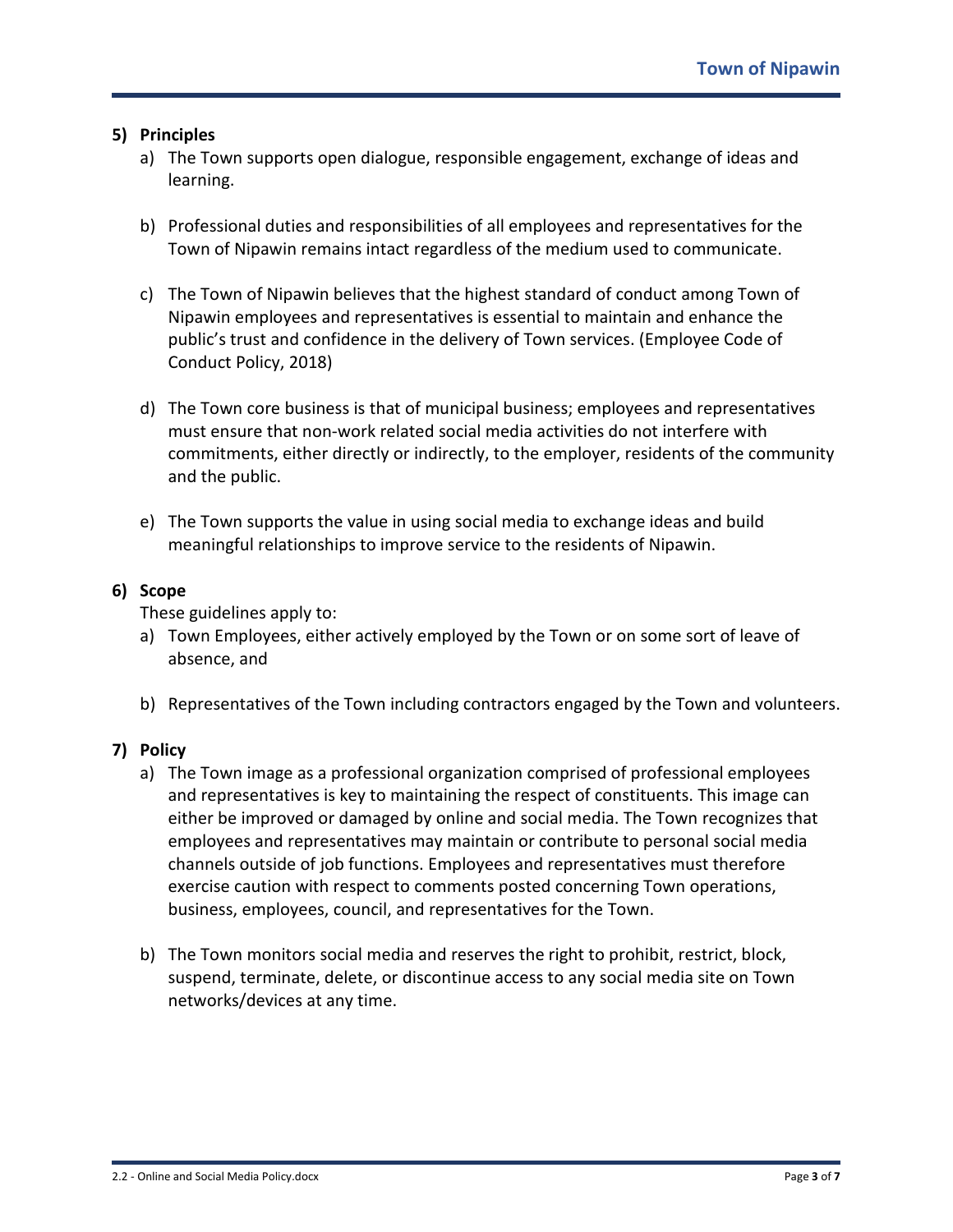## 5) Principles

a) The Town supports open dialogue, responsible engagement, exchange of ideas and learning.

b) Professional duties and responsibilities of all employees and representatives for the Town of Nipawin remains intact regardless of the medium used to communicate.

c) The Town of Nipawin believes that the highest standard of conduct among Town of Nipawin employees and representatives is essential to maintain and enhance the public's trust and confidence in the delivery of Town services. (Employee Code of Conduct Policy, 2018)

d) The Town core business is that of municipal business; employees and representatives must ensure that non-work related social media activities do not interfere with commitments, either directly or indirectly, to the employer, residents of the community and the public.

e) The Town supports the value in using social media to exchange ideas and build meaningful relationships to improve service to the residents of Nipawin.

## 6) Scope

These guidelines apply to:

a) Town Employees, either actively employed by the Town or on some sort of leave of absence, and

b) Representatives of the Town including contractors engaged by the Town and volunteers.

## 7) Policy

a) The Town image as a professional organization comprised of professional employees and representatives is key to maintaining the respect of constituents. This image can either be improved or damaged by online and social media. The Town recognizes that employees and representatives may maintain or contribute to personal social media channels outside of job functions. Employees and representatives must therefore exercise caution with respect to comments posted concerning Town operations, business, employees, council, and representatives for the Town.

b) The Town monitors social media and reserves the right to prohibit, restrict, block, suspend, terminate, delete, or discontinue access to any social media site on Town networks/devices at any time.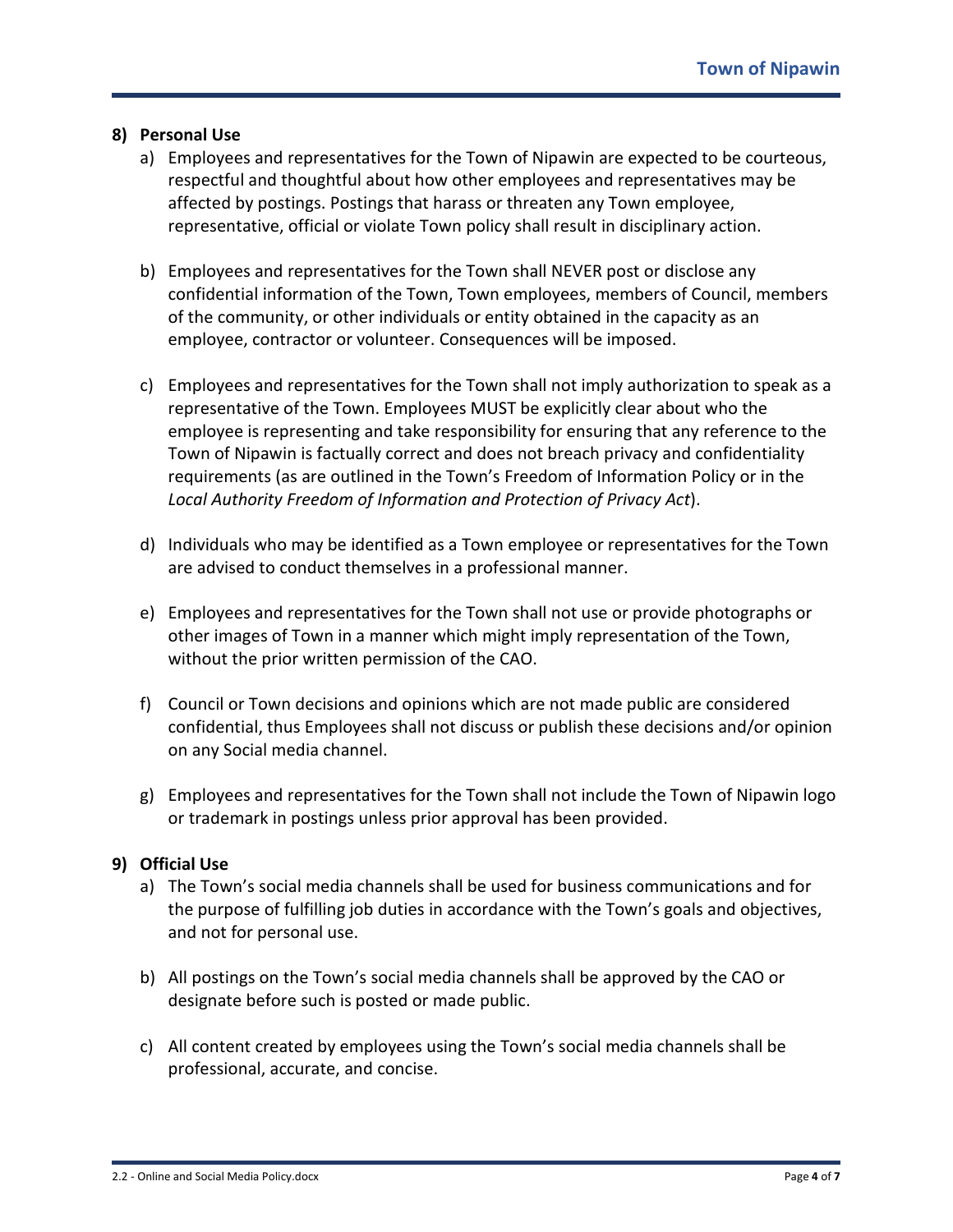## 8) Personal Use

a) Employees and representatives for the Town of Nipawin are expected to be courteous, respectful and thoughtful about how other employees and representatives may be affected by postings. Postings that harass or threaten any Town employee, representative, official or violate Town policy shall result in disciplinary action.

b) Employees and representatives for the Town shall NEVER post or disclose any confidential information of the Town, Town employees, members of Council, members of the community, or other individuals or entity obtained in the capacity as an employee, contractor or volunteer. Consequences will be imposed.

c) Employees and representatives for the Town shall not imply authorization to speak as a representative of the Town. Employees MUST be explicitly clear about who the employee is representing and take responsibility for ensuring that any reference to the Town of Nipawin is factually correct and does not breach privacy and confidentiality requirements (as are outlined in the Town's Freedom of Information Policy or in the *Local Authority Freedom of Information and Protection of Privacy Act*).

d) Individuals who may be identified as a Town employee or representatives for the Town are advised to conduct themselves in a professional manner.

e) Employees and representatives for the Town shall not use or provide photographs or other images of Town in a manner which might imply representation of the Town, without the prior written permission of the CAO.

f) Council or Town decisions and opinions which are not made public are considered confidential, thus Employees shall not discuss or publish these decisions and/or opinion on any Social media channel.

g) Employees and representatives for the Town shall not include the Town of Nipawin logo or trademark in postings unless prior approval has been provided.

## 9) Official Use

a) The Town's social media channels shall be used for business communications and for the purpose of fulfilling job duties in accordance with the Town's goals and objectives, and not for personal use.

b) All postings on the Town's social media channels shall be approved by the CAO or designate before such is posted or made public.

c) All content created by employees using the Town's social media channels shall be professional, accurate, and concise.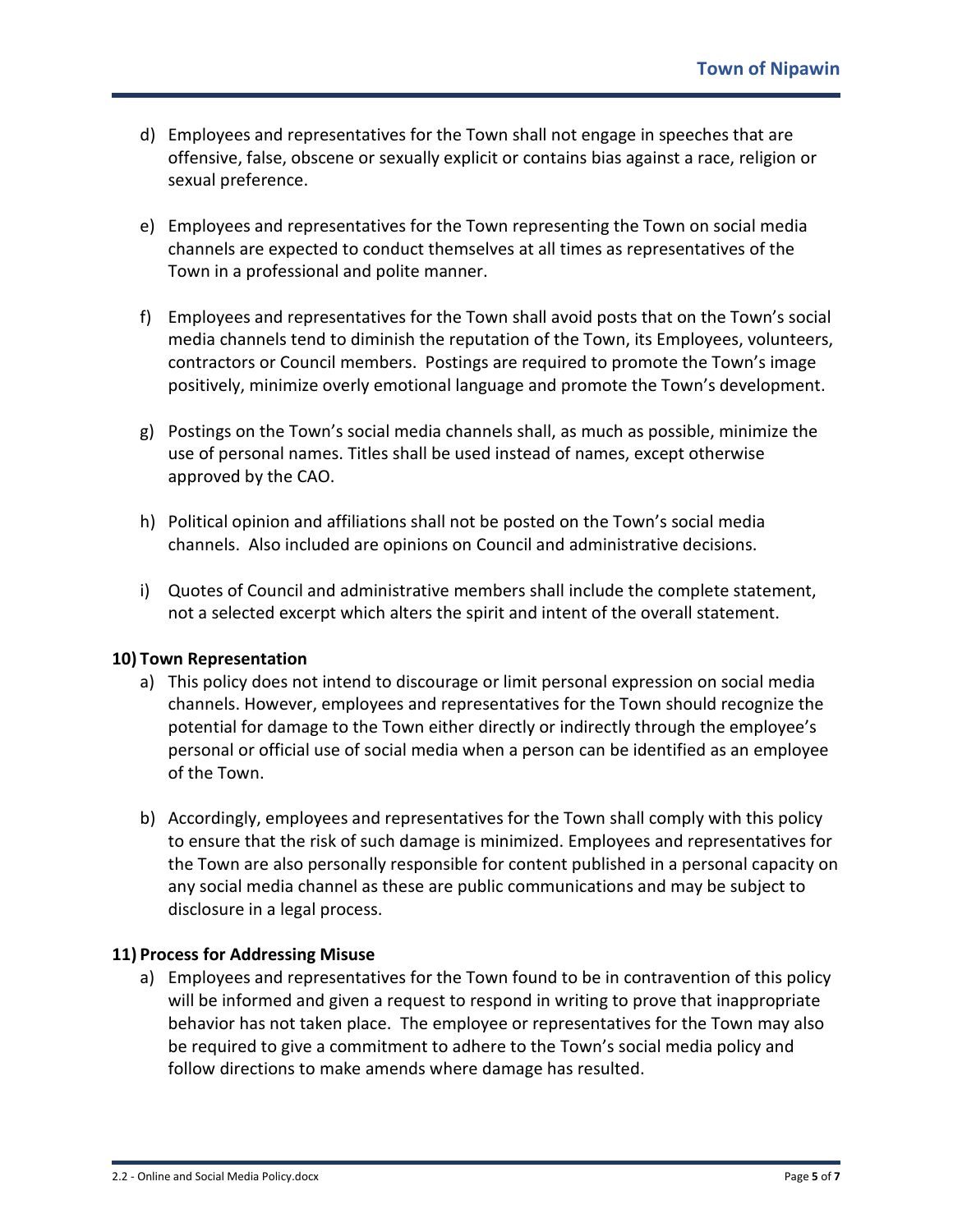d) Employees and representatives for the Town shall not engage in speeches that are offensive, false, obscene or sexually explicit or contains bias against a race, religion or sexual preference.

e) Employees and representatives for the Town representing the Town on social media channels are expected to conduct themselves at all times as representatives of the Town in a professional and polite manner.

f) Employees and representatives for the Town shall avoid posts that on the Town's social media channels tend to diminish the reputation of the Town, its Employees, volunteers, contractors or Council members. Postings are required to promote the Town's image positively, minimize overly emotional language and promote the Town's development.

g) Postings on the Town's social media channels shall, as much as possible, minimize the use of personal names. Titles shall be used instead of names, except otherwise approved by the CAO.

h) Political opinion and affiliations shall not be posted on the Town's social media channels. Also included are opinions on Council and administrative decisions.

i) Quotes of Council and administrative members shall include the complete statement, not a selected excerpt which alters the spirit and intent of the overall statement.

**10) Town Representation**

a) This policy does not intend to discourage or limit personal expression on social media channels. However, employees and representatives for the Town should recognize the potential for damage to the Town either directly or indirectly through the employee's personal or official use of social media when a person can be identified as an employee of the Town.

b) Accordingly, employees and representatives for the Town shall comply with this policy to ensure that the risk of such damage is minimized. Employees and representatives for the Town are also personally responsible for content published in a personal capacity on any social media channel as these are public communications and may be subject to disclosure in a legal process.

**11) Process for Addressing Misuse**

a) Employees and representatives for the Town found to be in contravention of this policy will be informed and given a request to respond in writing to prove that inappropriate behavior has not taken place. The employee or representatives for the Town may also be required to give a commitment to adhere to the Town's social media policy and follow directions to make amends where damage has resulted.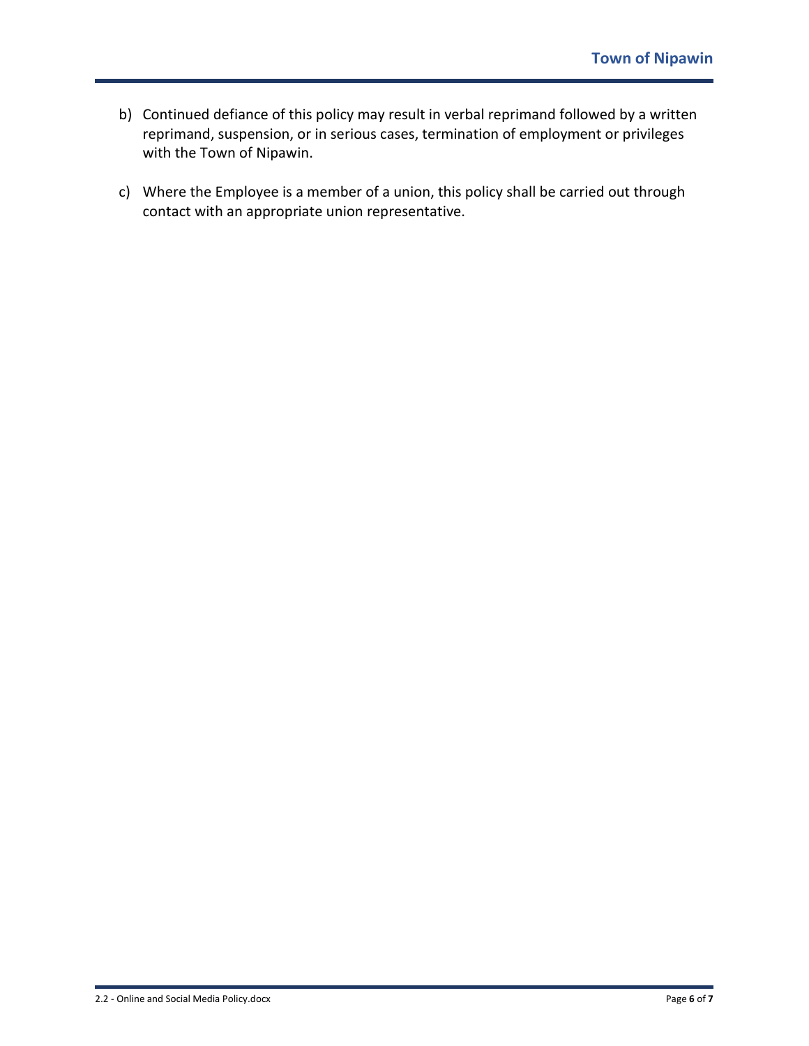b) Continued defiance of this policy may result in verbal reprimand followed by a written reprimand, suspension, or in serious cases, termination of employment or privileges with the Town of Nipawin.

c) Where the Employee is a member of a union, this policy shall be carried out through contact with an appropriate union representative.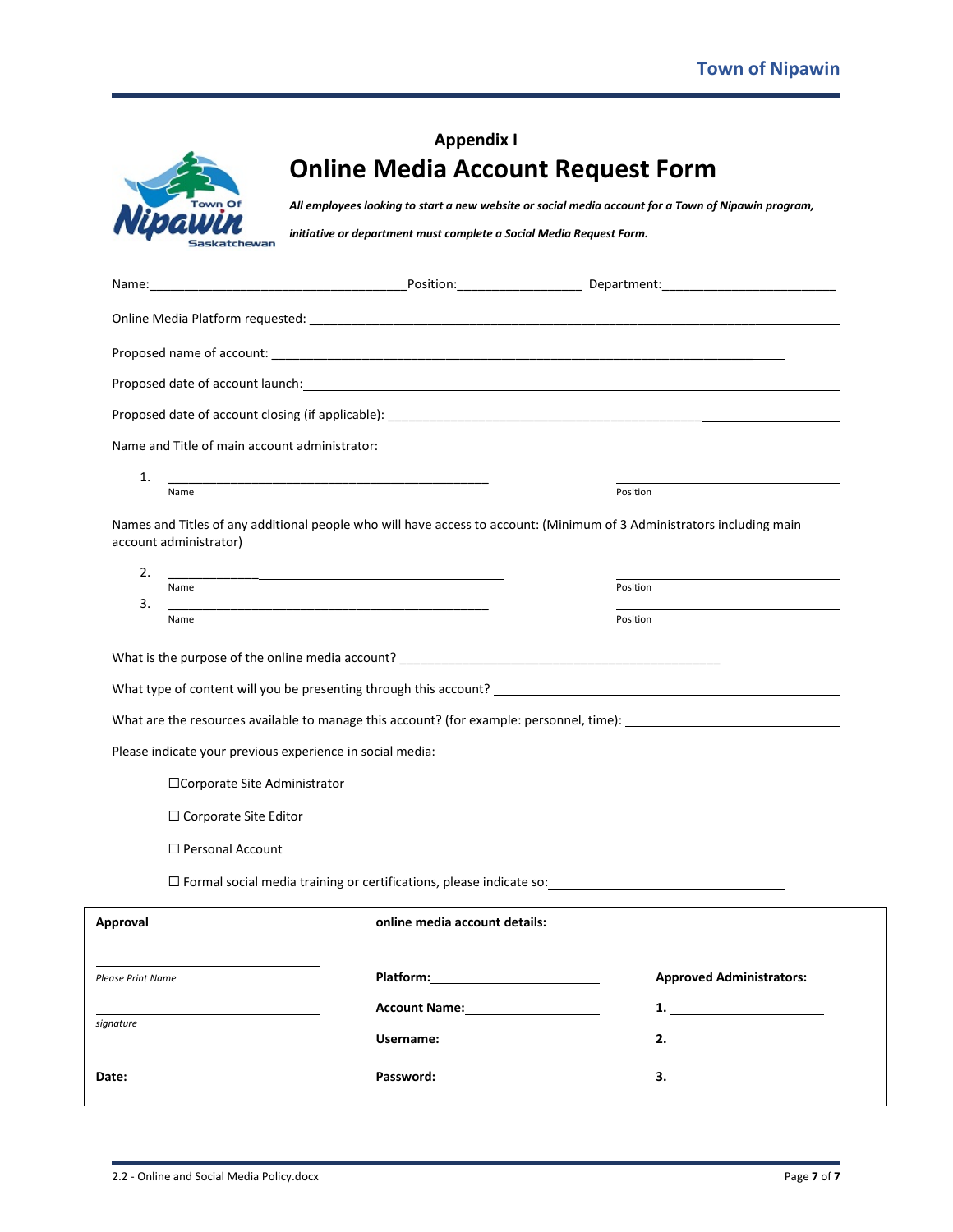## Appendix I

# Online Media Account Request Form

***All employees looking to start a new website or social media account for a Town of Nipawin program, initiative or department must complete a Social Media Request Form.***

Name:\_\_\_\_\_\_\_\_\_\_\_\_\_\_\_\_\_\_\_\_\_\_\_\_\_\_\_\_\_\_\_\_\_\_\_\_ Position:\_\_\_\_\_\_\_\_\_\_\_\_\_\_\_\_\_\_ Department:\_\_\_\_\_\_\_\_\_\_\_\_\_\_\_\_\_\_\_\_\_\_\_\_\_

Online Media Platform requested: \_\_\_\_\_\_\_\_\_\_\_\_\_\_\_\_\_\_\_\_\_\_\_\_\_\_\_\_\_\_\_\_\_\_\_\_\_\_\_\_\_\_\_\_\_\_\_\_\_\_\_\_\_\_\_\_\_\_\_\_\_\_\_\_

Proposed name of account: \_\_\_\_\_\_\_\_\_\_\_\_\_\_\_\_\_\_\_\_\_\_\_\_\_\_\_\_\_\_\_\_\_\_\_\_\_\_\_\_\_\_\_\_\_\_\_\_\_\_\_\_\_\_\_\_\_\_\_\_\_\_\_\_

Proposed date of account launch:\_\_\_\_\_\_\_\_\_\_\_\_\_\_\_\_\_\_\_\_\_\_\_\_\_\_\_\_\_\_\_\_\_\_\_\_\_\_\_\_\_\_\_\_\_\_\_\_\_\_\_\_\_\_\_\_\_\_\_\_\_\_\_\_

Proposed date of account closing (if applicable): \_\_\_\_\_\_\_\_\_\_\_\_\_\_\_\_\_\_\_\_\_\_\_\_\_\_\_\_\_\_\_\_\_\_\_\_\_\_\_\_\_\_\_\_\_\_\_\_\_\_\_\_

Name and Title of main account administrator:

1. \_\_\_\_\_\_\_\_\_\_\_\_\_\_\_\_\_\_\_\_\_\_\_\_\_\_\_\_\_\_\_\_\_\_\_\_\_\_\_\_\_\_\_\_ \_\_\_\_\_\_\_\_\_\_\_\_\_\_\_\_\_\_\_\_\_\_\_\_\_\_\_\_\_\_\_\_
   Name Position

Names and Titles of any additional people who will have access to account: (Minimum of 3 Administrators including main account administrator)

2. \_\_\_\_\_\_\_\_\_\_\_\_\_\_\_\_\_\_\_\_\_\_\_\_\_\_\_\_\_\_\_\_\_\_\_\_\_\_\_\_\_\_\_\_ \_\_\_\_\_\_\_\_\_\_\_\_\_\_\_\_\_\_\_\_\_\_\_\_\_\_\_\_\_\_\_\_
   Name Position
3. \_\_\_\_\_\_\_\_\_\_\_\_\_\_\_\_\_\_\_\_\_\_\_\_\_\_\_\_\_\_\_\_\_\_\_\_\_\_\_\_\_\_\_\_ \_\_\_\_\_\_\_\_\_\_\_\_\_\_\_\_\_\_\_\_\_\_\_\_\_\_\_\_\_\_\_\_
   Name Position

What is the purpose of the online media account? \_\_\_\_\_\_\_\_\_\_\_\_\_\_\_\_\_\_\_\_\_\_\_\_\_\_\_\_\_\_\_\_\_\_\_\_\_\_\_\_\_\_\_\_\_\_\_\_\_\_\_\_\_\_

What type of content will you be presenting through this account? \_\_\_\_\_\_\_\_\_\_\_\_\_\_\_\_\_\_\_\_\_\_\_\_\_\_\_\_\_\_\_\_\_\_\_\_\_\_\_\_\_\_\_\_

What are the resources available to manage this account? (for example: personnel, time): \_\_\_\_\_\_\_\_\_\_\_\_\_\_\_\_\_\_\_\_\_\_\_\_\_\_\_\_

Please indicate your previous experience in social media:

☐Corporate Site Administrator

☐ Corporate Site Editor

☐ Personal Account

☐ Formal social media training or certifications, please indicate so:\_\_\_\_\_\_\_\_\_\_\_\_\_\_\_\_\_\_\_\_\_\_\_\_\_\_\_\_\_\_\_\_\_\_

| **Approval** | **online media account details:** | |
|---|---|---|
| \_\_\_\_\_\_\_\_\_\_\_\_\_\_\_\_\_\_\_\_\_\_\_\_\_\_<br>*Please Print Name* | **Platform:**\_\_\_\_\_\_\_\_\_\_\_\_\_\_\_\_\_\_\_\_\_\_ | **Approved Administrators:** |
| \_\_\_\_\_\_\_\_\_\_\_\_\_\_\_\_\_\_\_\_\_\_\_\_\_\_<br>*signature* | **Account Name:**\_\_\_\_\_\_\_\_\_\_\_\_\_\_\_\_\_\_ | **1.** \_\_\_\_\_\_\_\_\_\_\_\_\_\_\_\_\_\_\_\_ |
| | **Username:**\_\_\_\_\_\_\_\_\_\_\_\_\_\_\_\_\_\_\_\_\_ | **2.** \_\_\_\_\_\_\_\_\_\_\_\_\_\_\_\_\_\_\_\_ |
| **Date:**\_\_\_\_\_\_\_\_\_\_\_\_\_\_\_\_\_\_\_\_\_\_ | **Password:** \_\_\_\_\_\_\_\_\_\_\_\_\_\_\_\_\_\_\_\_\_ | **3.** \_\_\_\_\_\_\_\_\_\_\_\_\_\_\_\_\_\_\_\_ |